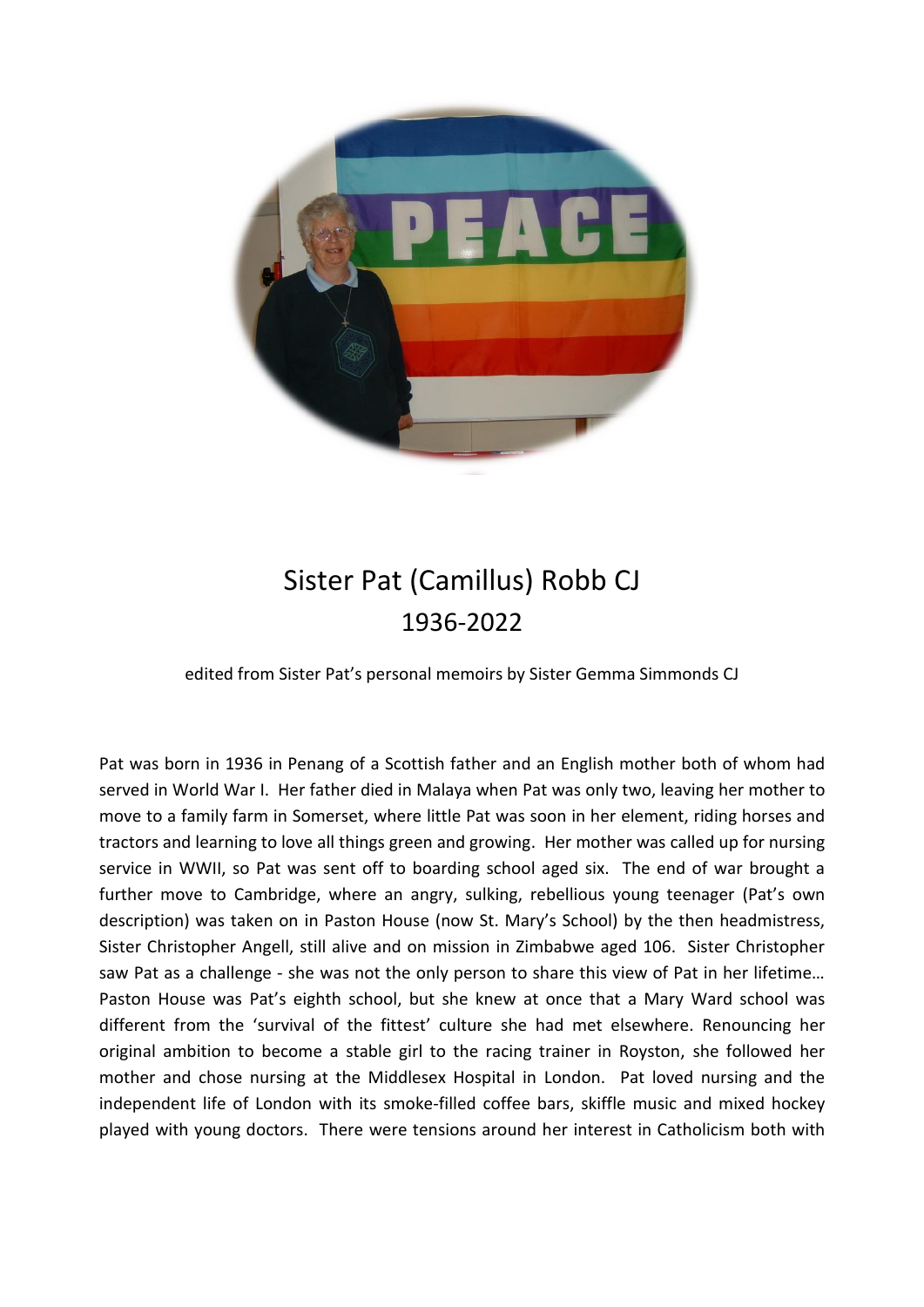# Sister Pat (Camillus) Robb CJ
## 1936-2022

edited from Sister Pat's personal memoirs by Sister Gemma Simmonds CJ

Pat was born in 1936 in Penang of a Scottish father and an English mother both of whom had served in World War I. Her father died in Malaya when Pat was only two, leaving her mother to move to a family farm in Somerset, where little Pat was soon in her element, riding horses and tractors and learning to love all things green and growing. Her mother was called up for nursing service in WWII, so Pat was sent off to boarding school aged six. The end of war brought a further move to Cambridge, where an angry, sulking, rebellious young teenager (Pat's own description) was taken on in Paston House (now St. Mary's School) by the then headmistress, Sister Christopher Angell, still alive and on mission in Zimbabwe aged 106. Sister Christopher saw Pat as a challenge - she was not the only person to share this view of Pat in her lifetime… Paston House was Pat's eighth school, but she knew at once that a Mary Ward school was different from the 'survival of the fittest' culture she had met elsewhere. Renouncing her original ambition to become a stable girl to the racing trainer in Royston, she followed her mother and chose nursing at the Middlesex Hospital in London. Pat loved nursing and the independent life of London with its smoke-filled coffee bars, skiffle music and mixed hockey played with young doctors. There were tensions around her interest in Catholicism both with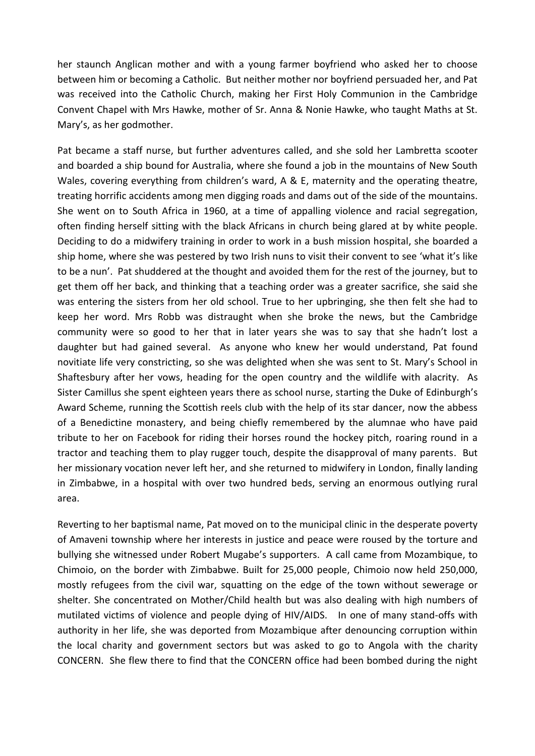her staunch Anglican mother and with a young farmer boyfriend who asked her to choose between him or becoming a Catholic. But neither mother nor boyfriend persuaded her, and Pat was received into the Catholic Church, making her First Holy Communion in the Cambridge Convent Chapel with Mrs Hawke, mother of Sr. Anna & Nonie Hawke, who taught Maths at St. Mary's, as her godmother.

Pat became a staff nurse, but further adventures called, and she sold her Lambretta scooter and boarded a ship bound for Australia, where she found a job in the mountains of New South Wales, covering everything from children's ward, A & E, maternity and the operating theatre, treating horrific accidents among men digging roads and dams out of the side of the mountains. She went on to South Africa in 1960, at a time of appalling violence and racial segregation, often finding herself sitting with the black Africans in church being glared at by white people. Deciding to do a midwifery training in order to work in a bush mission hospital, she boarded a ship home, where she was pestered by two Irish nuns to visit their convent to see 'what it's like to be a nun'. Pat shuddered at the thought and avoided them for the rest of the journey, but to get them off her back, and thinking that a teaching order was a greater sacrifice, she said she was entering the sisters from her old school. True to her upbringing, she then felt she had to keep her word. Mrs Robb was distraught when she broke the news, but the Cambridge community were so good to her that in later years she was to say that she hadn't lost a daughter but had gained several. As anyone who knew her would understand, Pat found novitiate life very constricting, so she was delighted when she was sent to St. Mary's School in Shaftesbury after her vows, heading for the open country and the wildlife with alacrity. As Sister Camillus she spent eighteen years there as school nurse, starting the Duke of Edinburgh's Award Scheme, running the Scottish reels club with the help of its star dancer, now the abbess of a Benedictine monastery, and being chiefly remembered by the alumnae who have paid tribute to her on Facebook for riding their horses round the hockey pitch, roaring round in a tractor and teaching them to play rugger touch, despite the disapproval of many parents. But her missionary vocation never left her, and she returned to midwifery in London, finally landing in Zimbabwe, in a hospital with over two hundred beds, serving an enormous outlying rural area.

Reverting to her baptismal name, Pat moved on to the municipal clinic in the desperate poverty of Amaveni township where her interests in justice and peace were roused by the torture and bullying she witnessed under Robert Mugabe's supporters. A call came from Mozambique, to Chimoio, on the border with Zimbabwe. Built for 25,000 people, Chimoio now held 250,000, mostly refugees from the civil war, squatting on the edge of the town without sewerage or shelter. She concentrated on Mother/Child health but was also dealing with high numbers of mutilated victims of violence and people dying of HIV/AIDS. In one of many stand-offs with authority in her life, she was deported from Mozambique after denouncing corruption within the local charity and government sectors but was asked to go to Angola with the charity CONCERN. She flew there to find that the CONCERN office had been bombed during the night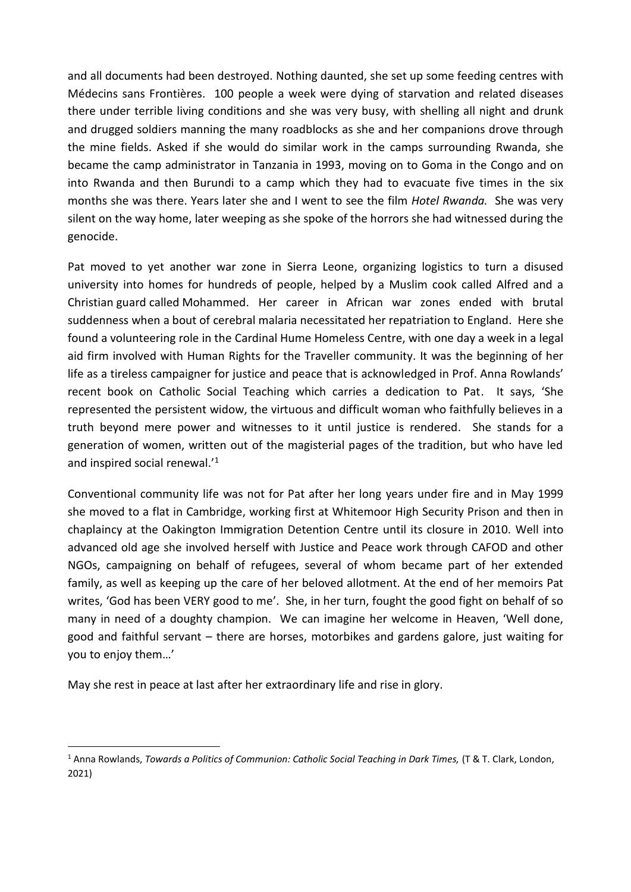and all documents had been destroyed. Nothing daunted, she set up some feeding centres with Médecins sans Frontières. 100 people a week were dying of starvation and related diseases there under terrible living conditions and she was very busy, with shelling all night and drunk and drugged soldiers manning the many roadblocks as she and her companions drove through the mine fields. Asked if she would do similar work in the camps surrounding Rwanda, she became the camp administrator in Tanzania in 1993, moving on to Goma in the Congo and on into Rwanda and then Burundi to a camp which they had to evacuate five times in the six months she was there. Years later she and I went to see the film *Hotel Rwanda.* She was very silent on the way home, later weeping as she spoke of the horrors she had witnessed during the genocide.

Pat moved to yet another war zone in Sierra Leone, organizing logistics to turn a disused university into homes for hundreds of people, helped by a Muslim cook called Alfred and a Christian guard called Mohammed. Her career in African war zones ended with brutal suddenness when a bout of cerebral malaria necessitated her repatriation to England. Here she found a volunteering role in the Cardinal Hume Homeless Centre, with one day a week in a legal aid firm involved with Human Rights for the Traveller community. It was the beginning of her life as a tireless campaigner for justice and peace that is acknowledged in Prof. Anna Rowlands' recent book on Catholic Social Teaching which carries a dedication to Pat. It says, 'She represented the persistent widow, the virtuous and difficult woman who faithfully believes in a truth beyond mere power and witnesses to it until justice is rendered. She stands for a generation of women, written out of the magisterial pages of the tradition, but who have led and inspired social renewal.'[1]

Conventional community life was not for Pat after her long years under fire and in May 1999 she moved to a flat in Cambridge, working first at Whitemoor High Security Prison and then in chaplaincy at the Oakington Immigration Detention Centre until its closure in 2010. Well into advanced old age she involved herself with Justice and Peace work through CAFOD and other NGOs, campaigning on behalf of refugees, several of whom became part of her extended family, as well as keeping up the care of her beloved allotment. At the end of her memoirs Pat writes, 'God has been VERY good to me'. She, in her turn, fought the good fight on behalf of so many in need of a doughty champion. We can imagine her welcome in Heaven, 'Well done, good and faithful servant – there are horses, motorbikes and gardens galore, just waiting for you to enjoy them…'

May she rest in peace at last after her extraordinary life and rise in glory.

---

[1] Anna Rowlands, *Towards a Politics of Communion: Catholic Social Teaching in Dark Times,* (T & T. Clark, London, 2021)